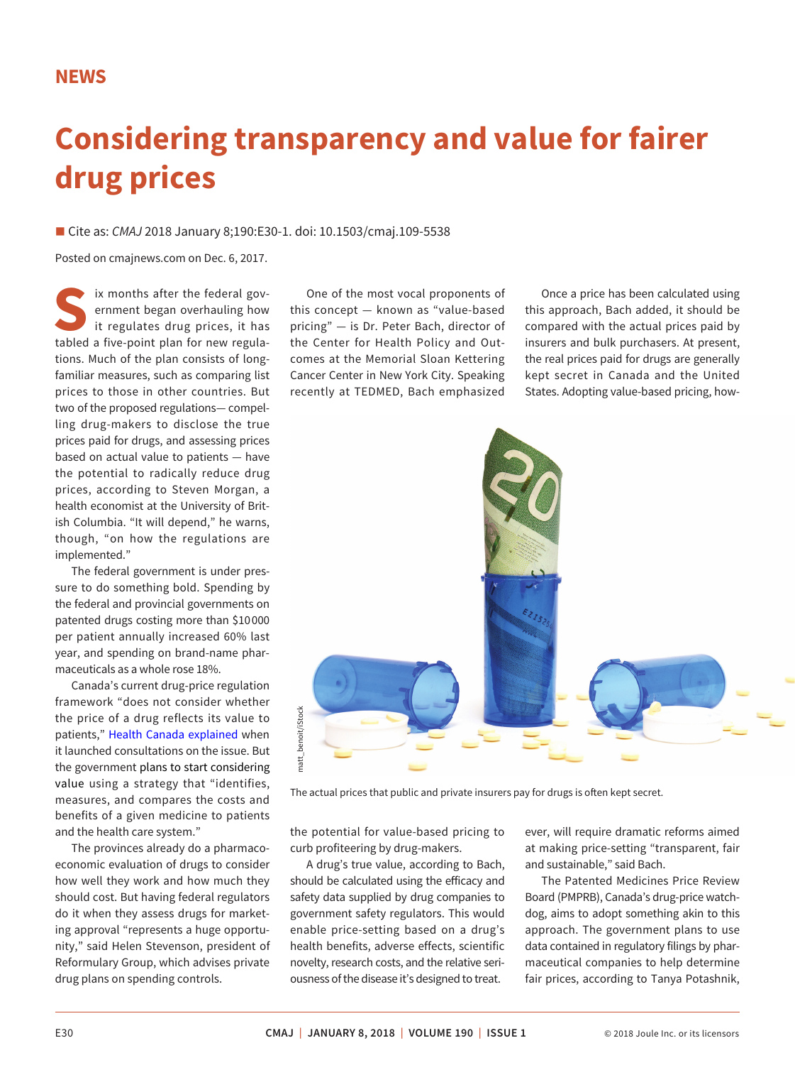NEWS

# Considering transparency and value for fairer drug prices

■ Cite as: *CMAJ* 2018 January 8;190:E30-1. doi: 10.1503/cmaj.109-5538

Posted on cmajnews.com on Dec. 6, 2017.

Six months after the federal government began overhauling how it regulates drug prices, it has tabled a five-point plan for new regulations. Much of the plan consists of long-familiar measures, such as comparing list prices to those in other countries. But two of the proposed regulations— compelling drug-makers to disclose the true prices paid for drugs, and assessing prices based on actual value to patients — have the potential to radically reduce drug prices, according to Steven Morgan, a health economist at the University of British Columbia. "It will depend," he warns, though, "on how the regulations are implemented."

The federal government is under pressure to do something bold. Spending by the federal and provincial governments on patented drugs costing more than $10 000 per patient annually increased 60% last year, and spending on brand-name pharmaceuticals as a whole rose 18%.

Canada's current drug-price regulation framework "does not consider whether the price of a drug reflects its value to patients," Health Canada explained when it launched consultations on the issue. But the government plans to start considering value using a strategy that "identifies, measures, and compares the costs and benefits of a given medicine to patients and the health care system."

The provinces already do a pharmacoeconomic evaluation of drugs to consider how well they work and how much they should cost. But having federal regulators do it when they assess drugs for marketing approval "represents a huge opportunity," said Helen Stevenson, president of Reformulary Group, which advises private drug plans on spending controls.

One of the most vocal proponents of this concept — known as "value-based pricing" — is Dr. Peter Bach, director of the Center for Health Policy and Outcomes at the Memorial Sloan Kettering Cancer Center in New York City. Speaking recently at TEDMED, Bach emphasized the potential for value-based pricing to curb profiteering by drug-makers.

A drug's true value, according to Bach, should be calculated using the efficacy and safety data supplied by drug companies to government safety regulators. This would enable price-setting based on a drug's health benefits, adverse effects, scientific novelty, research costs, and the relative seriousness of the disease it's designed to treat.

Once a price has been calculated using this approach, Bach added, it should be compared with the actual prices paid by insurers and bulk purchasers. At present, the real prices paid for drugs are generally kept secret in Canada and the United States. Adopting value-based pricing, however, will require dramatic reforms aimed at making price-setting "transparent, fair and sustainable," said Bach.

The actual prices that public and private insurers pay for drugs is often kept secret.

The Patented Medicines Price Review Board (PMPRB), Canada's drug-price watchdog, aims to adopt something akin to this approach. The government plans to use data contained in regulatory filings by pharmaceutical companies to help determine fair prices, according to Tanya Potashnik,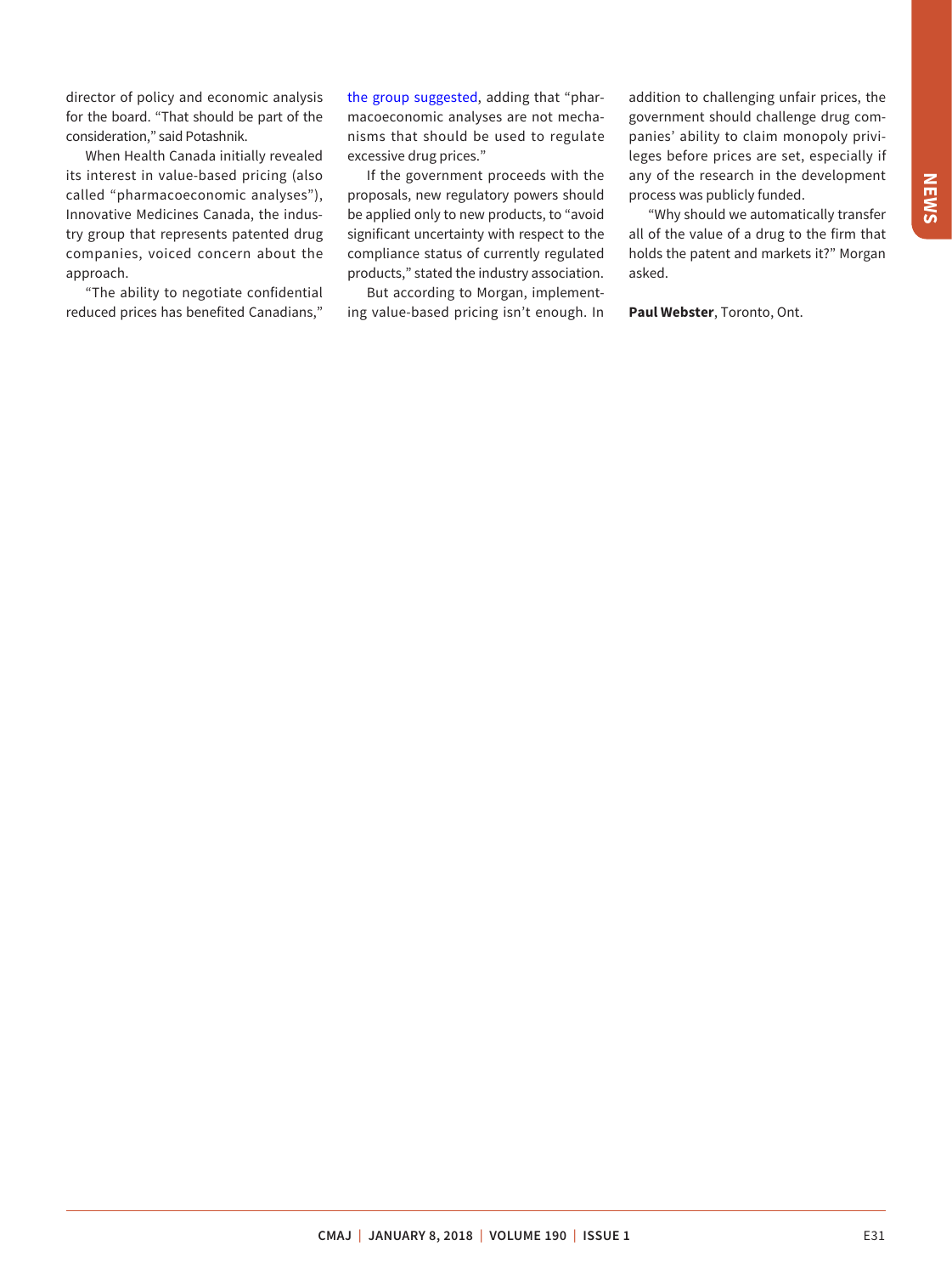director of policy and economic analysis for the board. "That should be part of the consideration," said Potashnik.

When Health Canada initially revealed its interest in value-based pricing (also called "pharmacoeconomic analyses"), Innovative Medicines Canada, the industry group that represents patented drug companies, voiced concern about the approach.

"The ability to negotiate confidential reduced prices has benefited Canadians," the group suggested, adding that "pharmacoeconomic analyses are not mechanisms that should be used to regulate excessive drug prices."

If the government proceeds with the proposals, new regulatory powers should be applied only to new products, to "avoid significant uncertainty with respect to the compliance status of currently regulated products," stated the industry association.

But according to Morgan, implementing value-based pricing isn't enough. In addition to challenging unfair prices, the government should challenge drug companies' ability to claim monopoly privileges before prices are set, especially if any of the research in the development process was publicly funded.

"Why should we automatically transfer all of the value of a drug to the firm that holds the patent and markets it?" Morgan asked.

**Paul Webster**, Toronto, Ont.